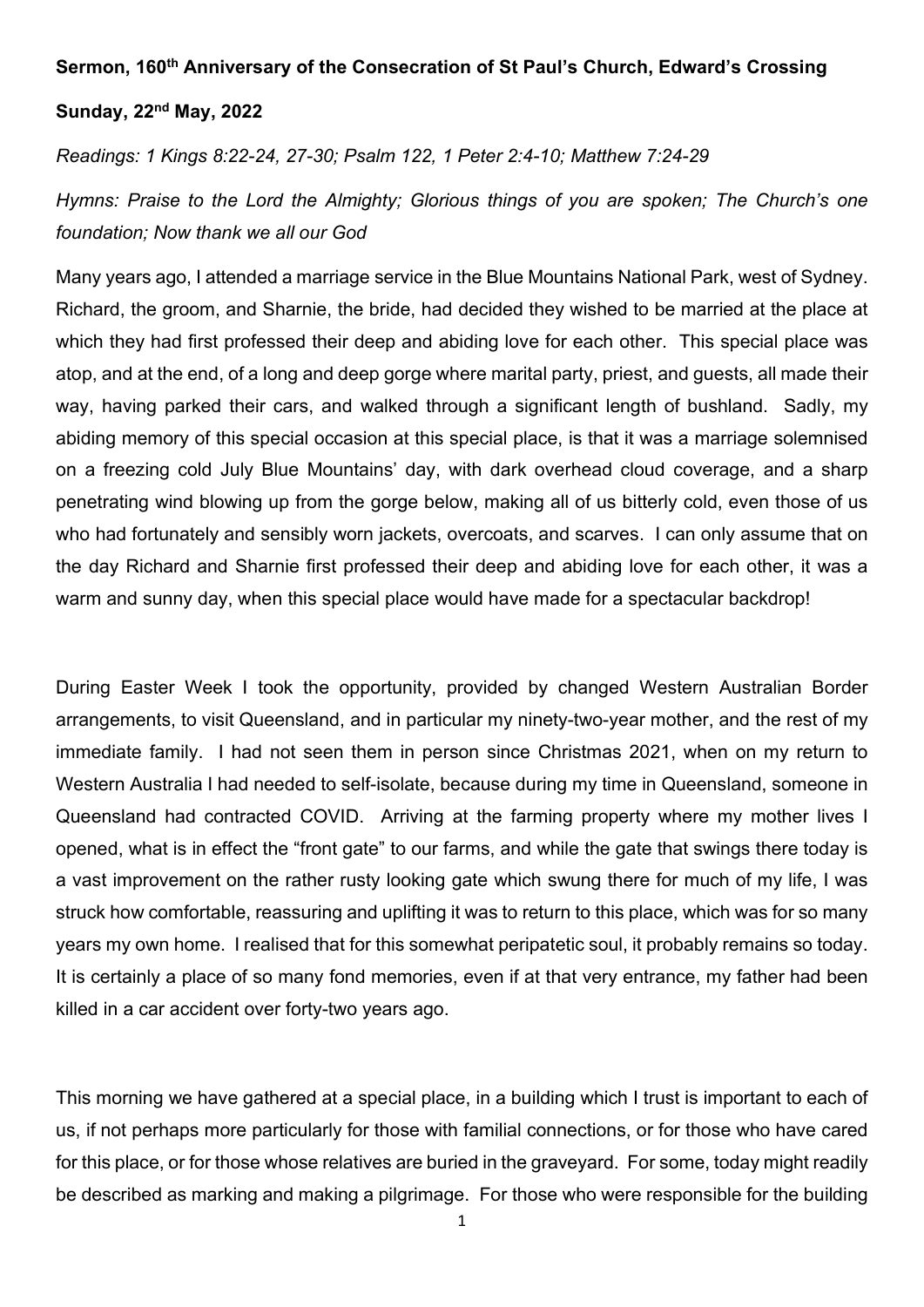**Sermon, 160th Anniversary of the Consecration of St Paul's Church, Edward's Crossing**

**Sunday, 22nd May, 2022**

*Readings: 1 Kings 8:22-24, 27-30; Psalm 122, 1 Peter 2:4-10; Matthew 7:24-29*

*Hymns: Praise to the Lord the Almighty; Glorious things of you are spoken; The Church's one foundation; Now thank we all our God*

Many years ago, I attended a marriage service in the Blue Mountains National Park, west of Sydney. Richard, the groom, and Sharnie, the bride, had decided they wished to be married at the place at which they had first professed their deep and abiding love for each other. This special place was atop, and at the end, of a long and deep gorge where marital party, priest, and guests, all made their way, having parked their cars, and walked through a significant length of bushland. Sadly, my abiding memory of this special occasion at this special place, is that it was a marriage solemnised on a freezing cold July Blue Mountains' day, with dark overhead cloud coverage, and a sharp penetrating wind blowing up from the gorge below, making all of us bitterly cold, even those of us who had fortunately and sensibly worn jackets, overcoats, and scarves. I can only assume that on the day Richard and Sharnie first professed their deep and abiding love for each other, it was a warm and sunny day, when this special place would have made for a spectacular backdrop!

During Easter Week I took the opportunity, provided by changed Western Australian Border arrangements, to visit Queensland, and in particular my ninety-two-year mother, and the rest of my immediate family. I had not seen them in person since Christmas 2021, when on my return to Western Australia I had needed to self-isolate, because during my time in Queensland, someone in Queensland had contracted COVID. Arriving at the farming property where my mother lives I opened, what is in effect the "front gate" to our farms, and while the gate that swings there today is a vast improvement on the rather rusty looking gate which swung there for much of my life, I was struck how comfortable, reassuring and uplifting it was to return to this place, which was for so many years my own home. I realised that for this somewhat peripatetic soul, it probably remains so today. It is certainly a place of so many fond memories, even if at that very entrance, my father had been killed in a car accident over forty-two years ago.

This morning we have gathered at a special place, in a building which I trust is important to each of us, if not perhaps more particularly for those with familial connections, or for those who have cared for this place, or for those whose relatives are buried in the graveyard. For some, today might readily be described as marking and making a pilgrimage. For those who were responsible for the building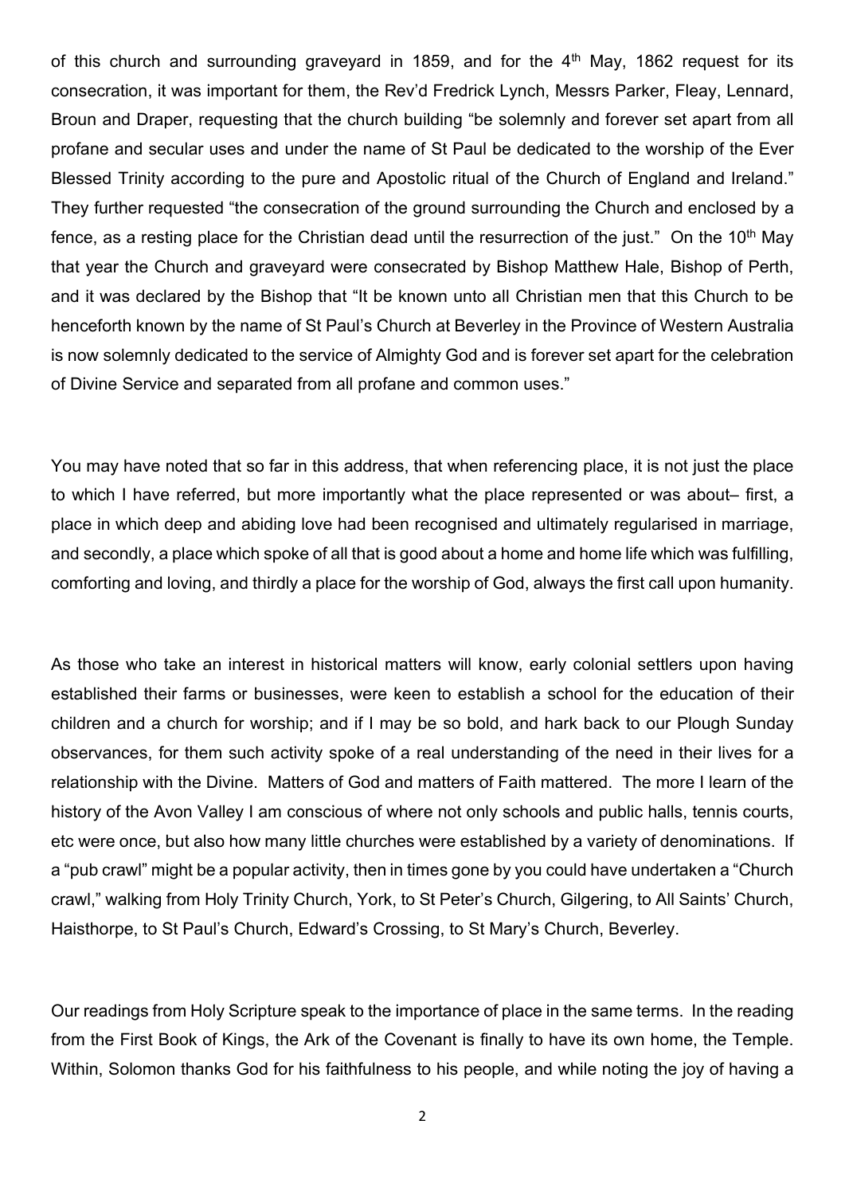of this church and surrounding graveyard in 1859, and for the 4th May, 1862 request for its consecration, it was important for them, the Rev'd Fredrick Lynch, Messrs Parker, Fleay, Lennard, Broun and Draper, requesting that the church building "be solemnly and forever set apart from all profane and secular uses and under the name of St Paul be dedicated to the worship of the Ever Blessed Trinity according to the pure and Apostolic ritual of the Church of England and Ireland." They further requested "the consecration of the ground surrounding the Church and enclosed by a fence, as a resting place for the Christian dead until the resurrection of the just." On the 10th May that year the Church and graveyard were consecrated by Bishop Matthew Hale, Bishop of Perth, and it was declared by the Bishop that "It be known unto all Christian men that this Church to be henceforth known by the name of St Paul's Church at Beverley in the Province of Western Australia is now solemnly dedicated to the service of Almighty God and is forever set apart for the celebration of Divine Service and separated from all profane and common uses."

You may have noted that so far in this address, that when referencing place, it is not just the place to which I have referred, but more importantly what the place represented or was about– first, a place in which deep and abiding love had been recognised and ultimately regularised in marriage, and secondly, a place which spoke of all that is good about a home and home life which was fulfilling, comforting and loving, and thirdly a place for the worship of God, always the first call upon humanity.

As those who take an interest in historical matters will know, early colonial settlers upon having established their farms or businesses, were keen to establish a school for the education of their children and a church for worship; and if I may be so bold, and hark back to our Plough Sunday observances, for them such activity spoke of a real understanding of the need in their lives for a relationship with the Divine. Matters of God and matters of Faith mattered. The more I learn of the history of the Avon Valley I am conscious of where not only schools and public halls, tennis courts, etc were once, but also how many little churches were established by a variety of denominations. If a "pub crawl" might be a popular activity, then in times gone by you could have undertaken a "Church crawl," walking from Holy Trinity Church, York, to St Peter's Church, Gilgering, to All Saints' Church, Haisthorpe, to St Paul's Church, Edward's Crossing, to St Mary's Church, Beverley.

Our readings from Holy Scripture speak to the importance of place in the same terms. In the reading from the First Book of Kings, the Ark of the Covenant is finally to have its own home, the Temple. Within, Solomon thanks God for his faithfulness to his people, and while noting the joy of having a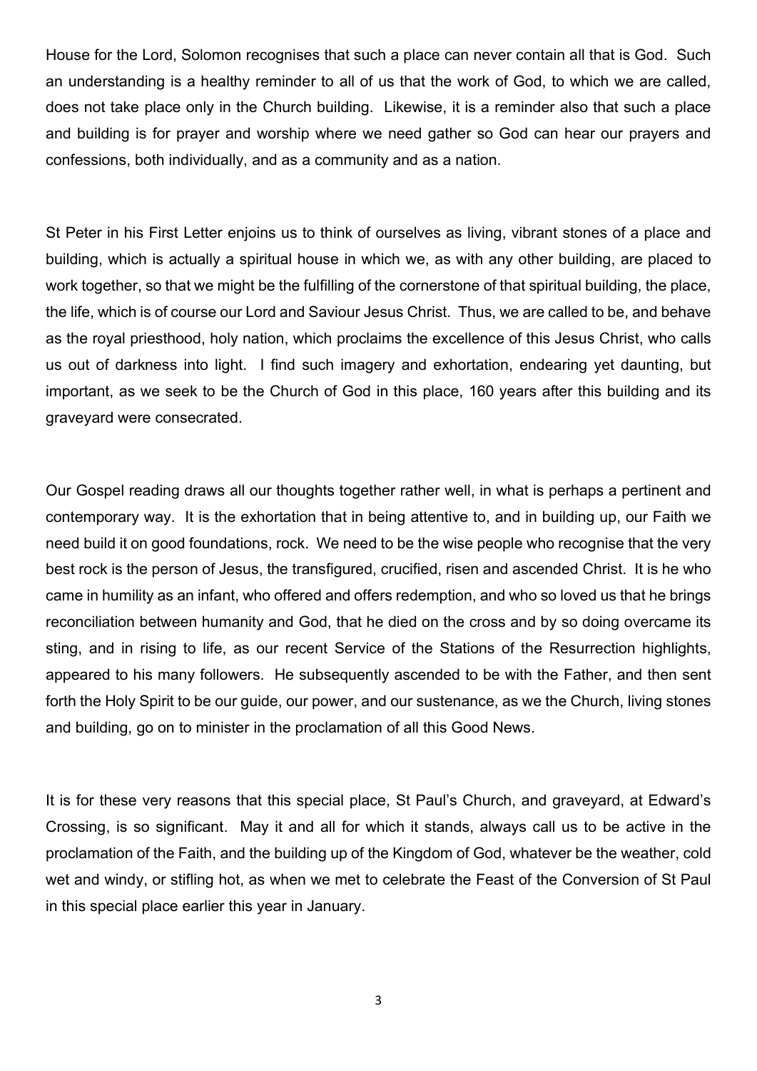House for the Lord, Solomon recognises that such a place can never contain all that is God. Such an understanding is a healthy reminder to all of us that the work of God, to which we are called, does not take place only in the Church building. Likewise, it is a reminder also that such a place and building is for prayer and worship where we need gather so God can hear our prayers and confessions, both individually, and as a community and as a nation.

St Peter in his First Letter enjoins us to think of ourselves as living, vibrant stones of a place and building, which is actually a spiritual house in which we, as with any other building, are placed to work together, so that we might be the fulfilling of the cornerstone of that spiritual building, the place, the life, which is of course our Lord and Saviour Jesus Christ. Thus, we are called to be, and behave as the royal priesthood, holy nation, which proclaims the excellence of this Jesus Christ, who calls us out of darkness into light. I find such imagery and exhortation, endearing yet daunting, but important, as we seek to be the Church of God in this place, 160 years after this building and its graveyard were consecrated.

Our Gospel reading draws all our thoughts together rather well, in what is perhaps a pertinent and contemporary way. It is the exhortation that in being attentive to, and in building up, our Faith we need build it on good foundations, rock. We need to be the wise people who recognise that the very best rock is the person of Jesus, the transfigured, crucified, risen and ascended Christ. It is he who came in humility as an infant, who offered and offers redemption, and who so loved us that he brings reconciliation between humanity and God, that he died on the cross and by so doing overcame its sting, and in rising to life, as our recent Service of the Stations of the Resurrection highlights, appeared to his many followers. He subsequently ascended to be with the Father, and then sent forth the Holy Spirit to be our guide, our power, and our sustenance, as we the Church, living stones and building, go on to minister in the proclamation of all this Good News.

It is for these very reasons that this special place, St Paul's Church, and graveyard, at Edward's Crossing, is so significant. May it and all for which it stands, always call us to be active in the proclamation of the Faith, and the building up of the Kingdom of God, whatever be the weather, cold wet and windy, or stifling hot, as when we met to celebrate the Feast of the Conversion of St Paul in this special place earlier this year in January.